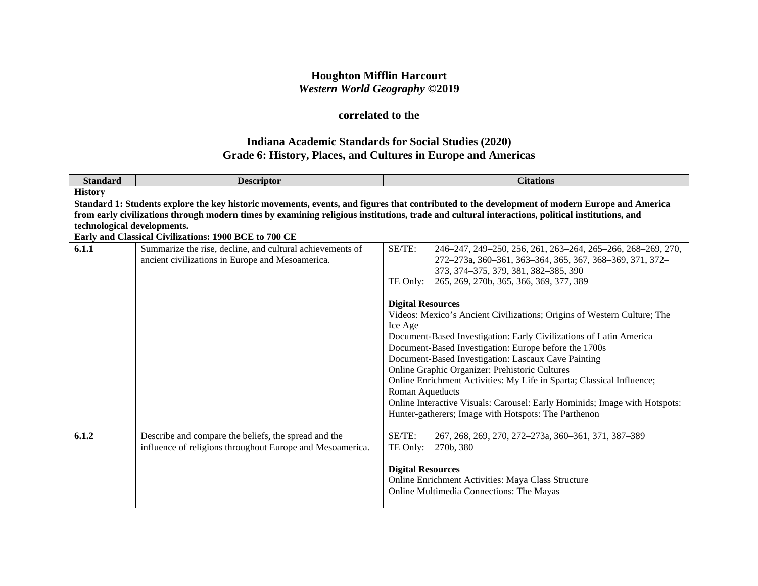**Houghton Mifflin Harcourt**
***Western World Geography* ©2019**

**correlated to the**

**Indiana Academic Standards for Social Studies (2020)**
**Grade 6: History, Places, and Cultures in Europe and Americas**

| Standard | Descriptor | Citations |
|---|---|---|
| **History** | | |
| **Standard 1: Students explore the key historic movements, events, and figures that contributed to the development of modern Europe and America from early civilizations through modern times by examining religious institutions, trade and cultural interactions, political institutions, and technological developments.** | | |
| **Early and Classical Civilizations: 1900 BCE to 700 CE** | | |
| **6.1.1** | Summarize the rise, decline, and cultural achievements of ancient civilizations in Europe and Mesoamerica. | SE/TE: 246–247, 249–250, 256, 261, 263–264, 265–266, 268–269, 270, 272–273a, 360–361, 363–364, 365, 367, 368–369, 371, 372–373, 374–375, 379, 381, 382–385, 390<br>TE Only: 265, 269, 270b, 365, 366, 369, 377, 389<br><br>**Digital Resources**<br>Videos: Mexico's Ancient Civilizations; Origins of Western Culture; The Ice Age<br>Document-Based Investigation: Early Civilizations of Latin America<br>Document-Based Investigation: Europe before the 1700s<br>Document-Based Investigation: Lascaux Cave Painting<br>Online Graphic Organizer: Prehistoric Cultures<br>Online Enrichment Activities: My Life in Sparta; Classical Influence; Roman Aqueducts<br>Online Interactive Visuals: Carousel: Early Hominids; Image with Hotspots: Hunter-gatherers; Image with Hotspots: The Parthenon |
| **6.1.2** | Describe and compare the beliefs, the spread and the influence of religions throughout Europe and Mesoamerica. | SE/TE: 267, 268, 269, 270, 272–273a, 360–361, 371, 387–389<br>TE Only: 270b, 380<br><br>**Digital Resources**<br>Online Enrichment Activities: Maya Class Structure<br>Online Multimedia Connections: The Mayas |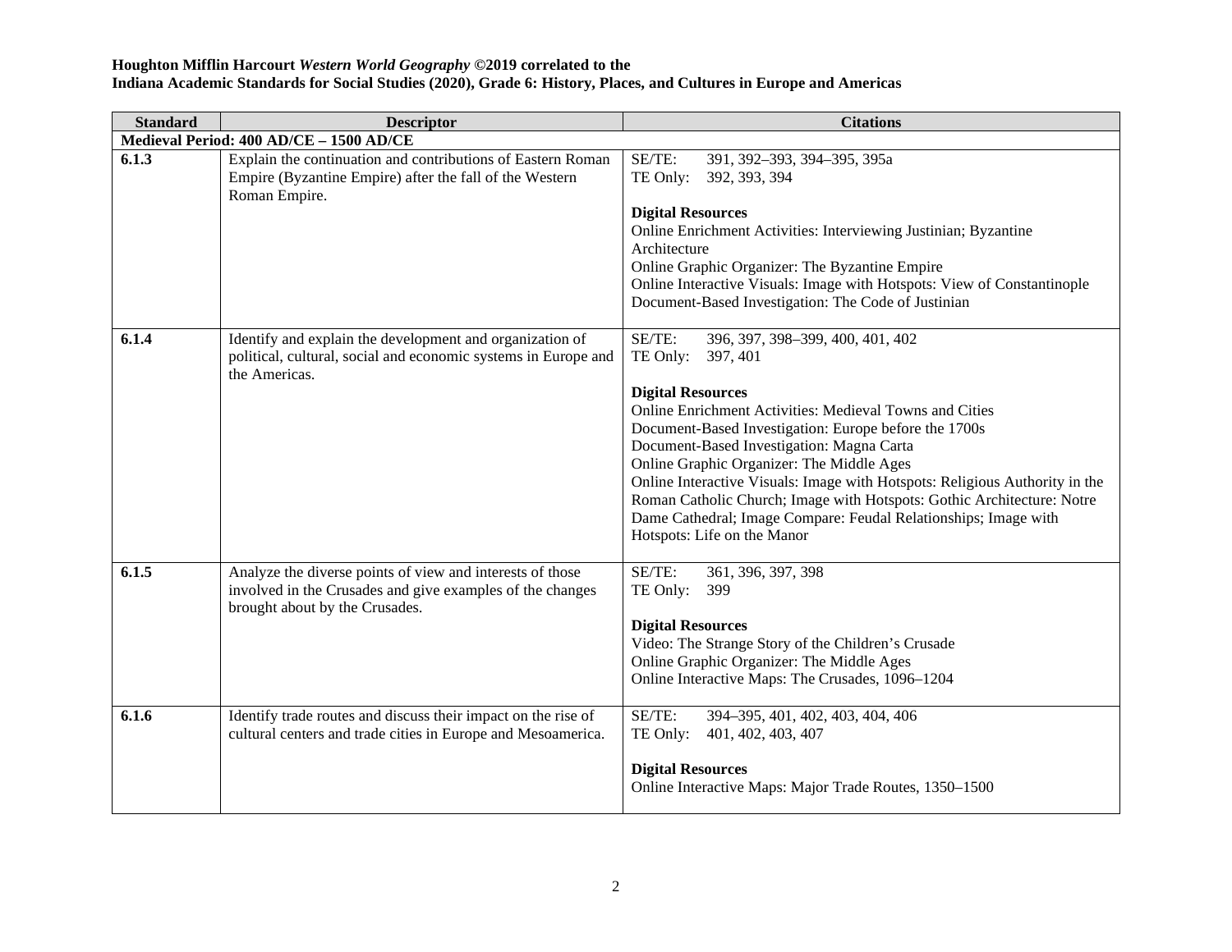**Houghton Mifflin Harcourt *Western World Geography* ©2019 correlated to the**
**Indiana Academic Standards for Social Studies (2020), Grade 6: History, Places, and Cultures in Europe and Americas**

| Standard | Descriptor | Citations |
|---|---|---|
| **Medieval Period: 400 AD/CE – 1500 AD/CE** | | |
| **6.1.3** | Explain the continuation and contributions of Eastern Roman Empire (Byzantine Empire) after the fall of the Western Roman Empire. | SE/TE: 391, 392–393, 394–395, 395a<br>TE Only: 392, 393, 394<br><br>**Digital Resources**<br>Online Enrichment Activities: Interviewing Justinian; Byzantine Architecture<br>Online Graphic Organizer: The Byzantine Empire<br>Online Interactive Visuals: Image with Hotspots: View of Constantinople<br>Document-Based Investigation: The Code of Justinian |
| **6.1.4** | Identify and explain the development and organization of political, cultural, social and economic systems in Europe and the Americas. | SE/TE: 396, 397, 398–399, 400, 401, 402<br>TE Only: 397, 401<br><br>**Digital Resources**<br>Online Enrichment Activities: Medieval Towns and Cities<br>Document-Based Investigation: Europe before the 1700s<br>Document-Based Investigation: Magna Carta<br>Online Graphic Organizer: The Middle Ages<br>Online Interactive Visuals: Image with Hotspots: Religious Authority in the Roman Catholic Church; Image with Hotspots: Gothic Architecture: Notre Dame Cathedral; Image Compare: Feudal Relationships; Image with Hotspots: Life on the Manor |
| **6.1.5** | Analyze the diverse points of view and interests of those involved in the Crusades and give examples of the changes brought about by the Crusades. | SE/TE: 361, 396, 397, 398<br>TE Only: 399<br><br>**Digital Resources**<br>Video: The Strange Story of the Children's Crusade<br>Online Graphic Organizer: The Middle Ages<br>Online Interactive Maps: The Crusades, 1096–1204 |
| **6.1.6** | Identify trade routes and discuss their impact on the rise of cultural centers and trade cities in Europe and Mesoamerica. | SE/TE: 394–395, 401, 402, 403, 404, 406<br>TE Only: 401, 402, 403, 407<br><br>**Digital Resources**<br>Online Interactive Maps: Major Trade Routes, 1350–1500 |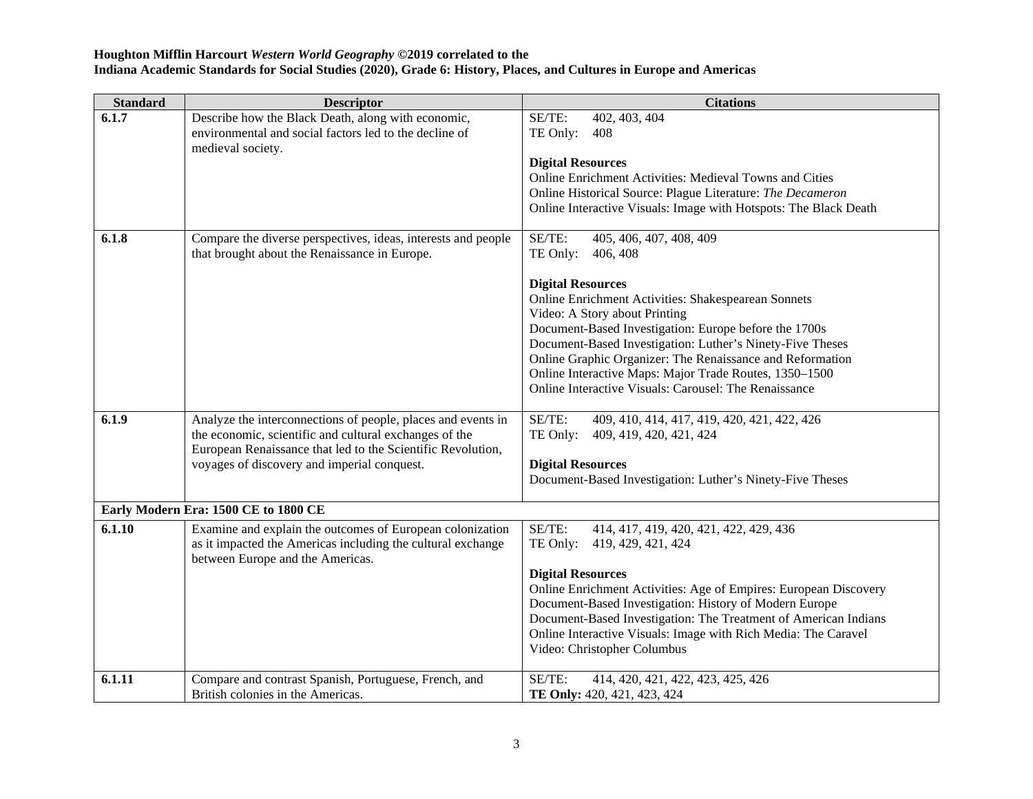**Houghton Mifflin Harcourt *Western World Geography* ©2019 correlated to the**
**Indiana Academic Standards for Social Studies (2020), Grade 6: History, Places, and Cultures in Europe and Americas**

| Standard | Descriptor | Citations |
|---|---|---|
| **6.1.7** | Describe how the Black Death, along with economic, environmental and social factors led to the decline of medieval society. | SE/TE: 402, 403, 404<br>TE Only: 408<br><br>**Digital Resources**<br>Online Enrichment Activities: Medieval Towns and Cities<br>Online Historical Source: Plague Literature: *The Decameron*<br>Online Interactive Visuals: Image with Hotspots: The Black Death |
| **6.1.8** | Compare the diverse perspectives, ideas, interests and people that brought about the Renaissance in Europe. | SE/TE: 405, 406, 407, 408, 409<br>TE Only: 406, 408<br><br>**Digital Resources**<br>Online Enrichment Activities: Shakespearean Sonnets<br>Video: A Story about Printing<br>Document-Based Investigation: Europe before the 1700s<br>Document-Based Investigation: Luther's Ninety-Five Theses<br>Online Graphic Organizer: The Renaissance and Reformation<br>Online Interactive Maps: Major Trade Routes, 1350–1500<br>Online Interactive Visuals: Carousel: The Renaissance |
| **6.1.9** | Analyze the interconnections of people, places and events in the economic, scientific and cultural exchanges of the European Renaissance that led to the Scientific Revolution, voyages of discovery and imperial conquest. | SE/TE: 409, 410, 414, 417, 419, 420, 421, 422, 426<br>TE Only: 409, 419, 420, 421, 424<br><br>**Digital Resources**<br>Document-Based Investigation: Luther's Ninety-Five Theses |
| **Early Modern Era: 1500 CE to 1800 CE** | | |
| **6.1.10** | Examine and explain the outcomes of European colonization as it impacted the Americas including the cultural exchange between Europe and the Americas. | SE/TE: 414, 417, 419, 420, 421, 422, 429, 436<br>TE Only: 419, 429, 421, 424<br><br>**Digital Resources**<br>Online Enrichment Activities: Age of Empires: European Discovery<br>Document-Based Investigation: History of Modern Europe<br>Document-Based Investigation: The Treatment of American Indians<br>Online Interactive Visuals: Image with Rich Media: The Caravel<br>Video: Christopher Columbus |
| **6.1.11** | Compare and contrast Spanish, Portuguese, French, and British colonies in the Americas. | SE/TE: 414, 420, 421, 422, 423, 425, 426<br>**TE Only:** 420, 421, 423, 424 |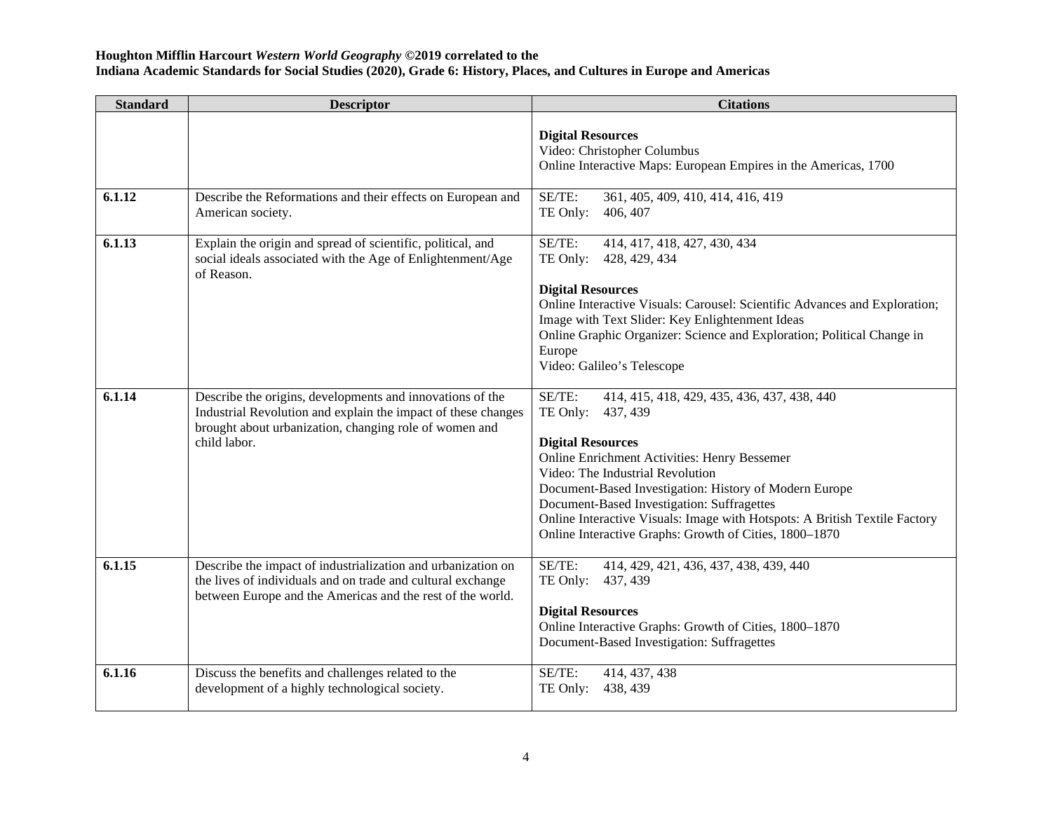**Houghton Mifflin Harcourt *Western World Geography* ©2019 correlated to the**
**Indiana Academic Standards for Social Studies (2020), Grade 6: History, Places, and Cultures in Europe and Americas**

| Standard | Descriptor | Citations |
|---|---|---|
| | | **Digital Resources**<br>Video: Christopher Columbus<br>Online Interactive Maps: European Empires in the Americas, 1700 |
| **6.1.12** | Describe the Reformations and their effects on European and American society. | SE/TE: 361, 405, 409, 410, 414, 416, 419<br>TE Only: 406, 407 |
| **6.1.13** | Explain the origin and spread of scientific, political, and social ideals associated with the Age of Enlightenment/Age of Reason. | SE/TE: 414, 417, 418, 427, 430, 434<br>TE Only: 428, 429, 434<br><br>**Digital Resources**<br>Online Interactive Visuals: Carousel: Scientific Advances and Exploration; Image with Text Slider: Key Enlightenment Ideas<br>Online Graphic Organizer: Science and Exploration; Political Change in Europe<br>Video: Galileo's Telescope |
| **6.1.14** | Describe the origins, developments and innovations of the Industrial Revolution and explain the impact of these changes brought about urbanization, changing role of women and child labor. | SE/TE: 414, 415, 418, 429, 435, 436, 437, 438, 440<br>TE Only: 437, 439<br><br>**Digital Resources**<br>Online Enrichment Activities: Henry Bessemer<br>Video: The Industrial Revolution<br>Document-Based Investigation: History of Modern Europe<br>Document-Based Investigation: Suffragettes<br>Online Interactive Visuals: Image with Hotspots: A British Textile Factory<br>Online Interactive Graphs: Growth of Cities, 1800–1870 |
| **6.1.15** | Describe the impact of industrialization and urbanization on the lives of individuals and on trade and cultural exchange between Europe and the Americas and the rest of the world. | SE/TE: 414, 429, 421, 436, 437, 438, 439, 440<br>TE Only: 437, 439<br><br>**Digital Resources**<br>Online Interactive Graphs: Growth of Cities, 1800–1870<br>Document-Based Investigation: Suffragettes |
| **6.1.16** | Discuss the benefits and challenges related to the development of a highly technological society. | SE/TE: 414, 437, 438<br>TE Only: 438, 439 |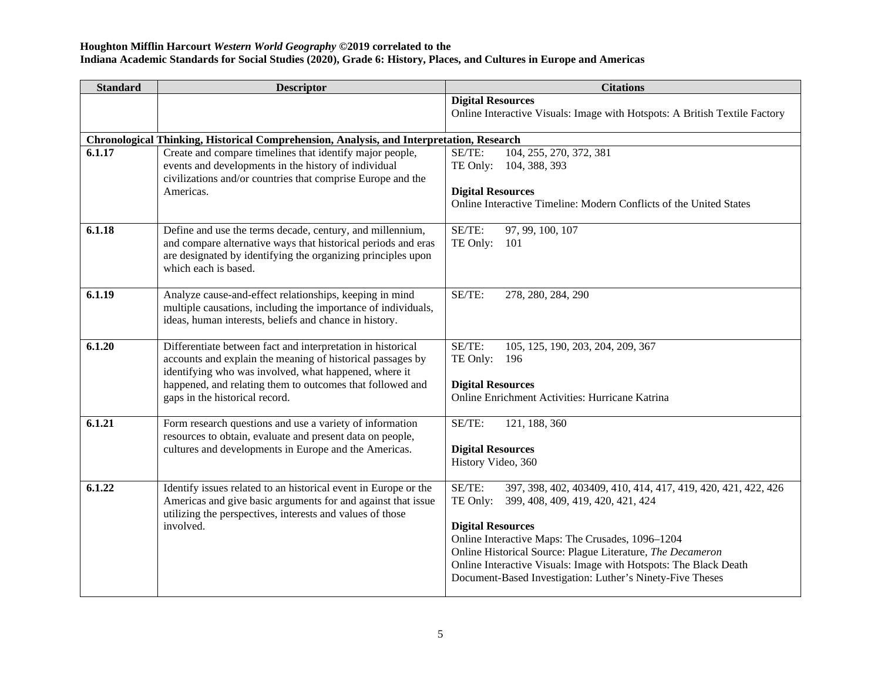**Houghton Mifflin Harcourt *Western World Geography* ©2019 correlated to the**
**Indiana Academic Standards for Social Studies (2020), Grade 6: History, Places, and Cultures in Europe and Americas**

| Standard | Descriptor | Citations |
|---|---|---|
| | | **Digital Resources**<br>Online Interactive Visuals: Image with Hotspots: A British Textile Factory |
| **Chronological Thinking, Historical Comprehension, Analysis, and Interpretation, Research** | | |
| **6.1.17** | Create and compare timelines that identify major people, events and developments in the history of individual civilizations and/or countries that comprise Europe and the Americas. | SE/TE: 104, 255, 270, 372, 381<br>TE Only: 104, 388, 393<br><br>**Digital Resources**<br>Online Interactive Timeline: Modern Conflicts of the United States |
| **6.1.18** | Define and use the terms decade, century, and millennium, and compare alternative ways that historical periods and eras are designated by identifying the organizing principles upon which each is based. | SE/TE: 97, 99, 100, 107<br>TE Only: 101 |
| **6.1.19** | Analyze cause-and-effect relationships, keeping in mind multiple causations, including the importance of individuals, ideas, human interests, beliefs and chance in history. | SE/TE: 278, 280, 284, 290 |
| **6.1.20** | Differentiate between fact and interpretation in historical accounts and explain the meaning of historical passages by identifying who was involved, what happened, where it happened, and relating them to outcomes that followed and gaps in the historical record. | SE/TE: 105, 125, 190, 203, 204, 209, 367<br>TE Only: 196<br><br>**Digital Resources**<br>Online Enrichment Activities: Hurricane Katrina |
| **6.1.21** | Form research questions and use a variety of information resources to obtain, evaluate and present data on people, cultures and developments in Europe and the Americas. | SE/TE: 121, 188, 360<br><br>**Digital Resources**<br>History Video, 360 |
| **6.1.22** | Identify issues related to an historical event in Europe or the Americas and give basic arguments for and against that issue utilizing the perspectives, interests and values of those involved. | SE/TE: 397, 398, 402, 403409, 410, 414, 417, 419, 420, 421, 422, 426<br>TE Only: 399, 408, 409, 419, 420, 421, 424<br><br>**Digital Resources**<br>Online Interactive Maps: The Crusades, 1096–1204<br>Online Historical Source: Plague Literature, *The Decameron*<br>Online Interactive Visuals: Image with Hotspots: The Black Death<br>Document-Based Investigation: Luther's Ninety-Five Theses |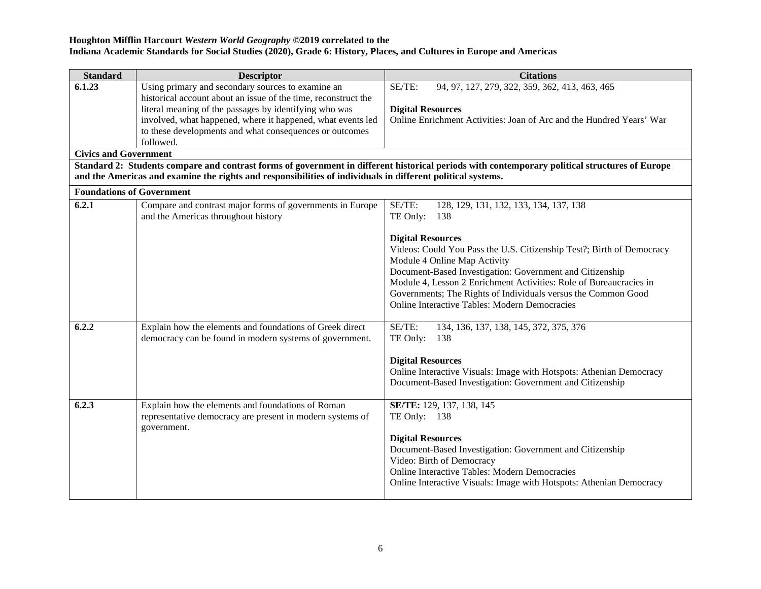**Houghton Mifflin Harcourt *Western World Geography* ©2019 correlated to the**
**Indiana Academic Standards for Social Studies (2020), Grade 6: History, Places, and Cultures in Europe and Americas**

| Standard | Descriptor | Citations |
|---|---|---|
| **6.1.23** | Using primary and secondary sources to examine an historical account about an issue of the time, reconstruct the literal meaning of the passages by identifying who was involved, what happened, where it happened, what events led to these developments and what consequences or outcomes followed. | SE/TE: 94, 97, 127, 279, 322, 359, 362, 413, 463, 465<br><br>**Digital Resources**<br>Online Enrichment Activities: Joan of Arc and the Hundred Years' War |
| **Civics and Government** | | |
| **Standard 2: Students compare and contrast forms of government in different historical periods with contemporary political structures of Europe and the Americas and examine the rights and responsibilities of individuals in different political systems.** | | |
| **Foundations of Government** | | |
| **6.2.1** | Compare and contrast major forms of governments in Europe and the Americas throughout history | SE/TE: 128, 129, 131, 132, 133, 134, 137, 138<br>TE Only: 138<br><br>**Digital Resources**<br>Videos: Could You Pass the U.S. Citizenship Test?; Birth of Democracy<br>Module 4 Online Map Activity<br>Document-Based Investigation: Government and Citizenship<br>Module 4, Lesson 2 Enrichment Activities: Role of Bureaucracies in Governments; The Rights of Individuals versus the Common Good<br>Online Interactive Tables: Modern Democracies |
| **6.2.2** | Explain how the elements and foundations of Greek direct democracy can be found in modern systems of government. | SE/TE: 134, 136, 137, 138, 145, 372, 375, 376<br>TE Only: 138<br><br>**Digital Resources**<br>Online Interactive Visuals: Image with Hotspots: Athenian Democracy<br>Document-Based Investigation: Government and Citizenship |
| **6.2.3** | Explain how the elements and foundations of Roman representative democracy are present in modern systems of government. | **SE/TE:** 129, 137, 138, 145<br>TE Only: 138<br><br>**Digital Resources**<br>Document-Based Investigation: Government and Citizenship<br>Video: Birth of Democracy<br>Online Interactive Tables: Modern Democracies<br>Online Interactive Visuals: Image with Hotspots: Athenian Democracy |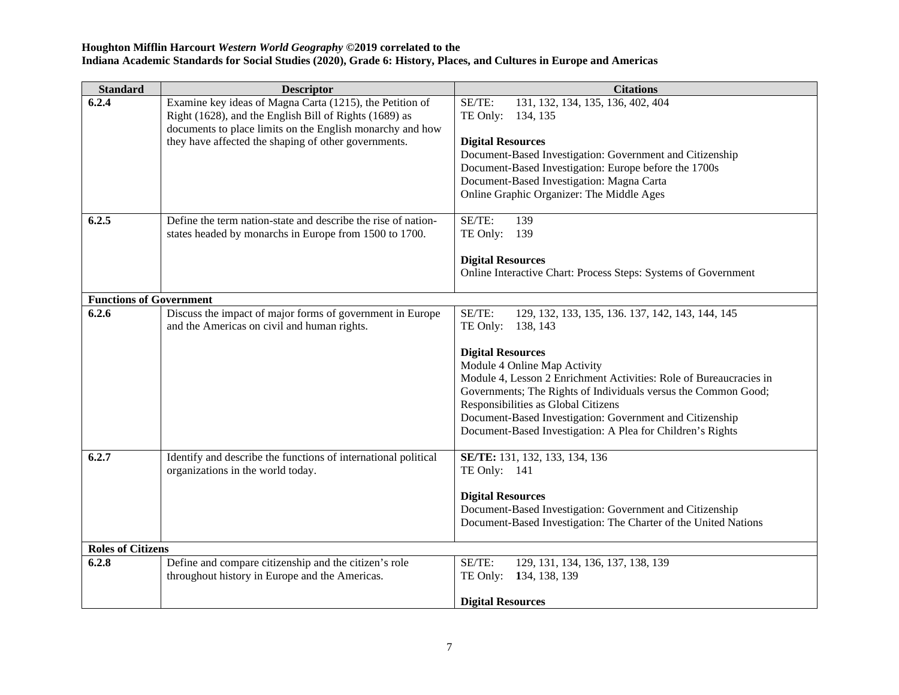**Houghton Mifflin Harcourt *Western World Geography* ©2019 correlated to the**
**Indiana Academic Standards for Social Studies (2020), Grade 6: History, Places, and Cultures in Europe and Americas**

| Standard | Descriptor | Citations |
|---|---|---|
| **6.2.4** | Examine key ideas of Magna Carta (1215), the Petition of Right (1628), and the English Bill of Rights (1689) as documents to place limits on the English monarchy and how they have affected the shaping of other governments. | SE/TE: 131, 132, 134, 135, 136, 402, 404<br>TE Only: 134, 135<br><br>**Digital Resources**<br>Document-Based Investigation: Government and Citizenship<br>Document-Based Investigation: Europe before the 1700s<br>Document-Based Investigation: Magna Carta<br>Online Graphic Organizer: The Middle Ages |
| **6.2.5** | Define the term nation-state and describe the rise of nation-states headed by monarchs in Europe from 1500 to 1700. | SE/TE: 139<br>TE Only: 139<br><br>**Digital Resources**<br>Online Interactive Chart: Process Steps: Systems of Government |
| **Functions of Government** | | |
| **6.2.6** | Discuss the impact of major forms of government in Europe and the Americas on civil and human rights. | SE/TE: 129, 132, 133, 135, 136. 137, 142, 143, 144, 145<br>TE Only: 138, 143<br><br>**Digital Resources**<br>Module 4 Online Map Activity<br>Module 4, Lesson 2 Enrichment Activities: Role of Bureaucracies in Governments; The Rights of Individuals versus the Common Good; Responsibilities as Global Citizens<br>Document-Based Investigation: Government and Citizenship<br>Document-Based Investigation: A Plea for Children's Rights |
| **6.2.7** | Identify and describe the functions of international political organizations in the world today. | **SE/TE:** 131, 132, 133, 134, 136<br>TE Only: 141<br><br>**Digital Resources**<br>Document-Based Investigation: Government and Citizenship<br>Document-Based Investigation: The Charter of the United Nations |
| **Roles of Citizens** | | |
| **6.2.8** | Define and compare citizenship and the citizen's role throughout history in Europe and the Americas. | SE/TE: 129, 131, 134, 136, 137, 138, 139<br>TE Only: 134, 138, 139<br><br>**Digital Resources** |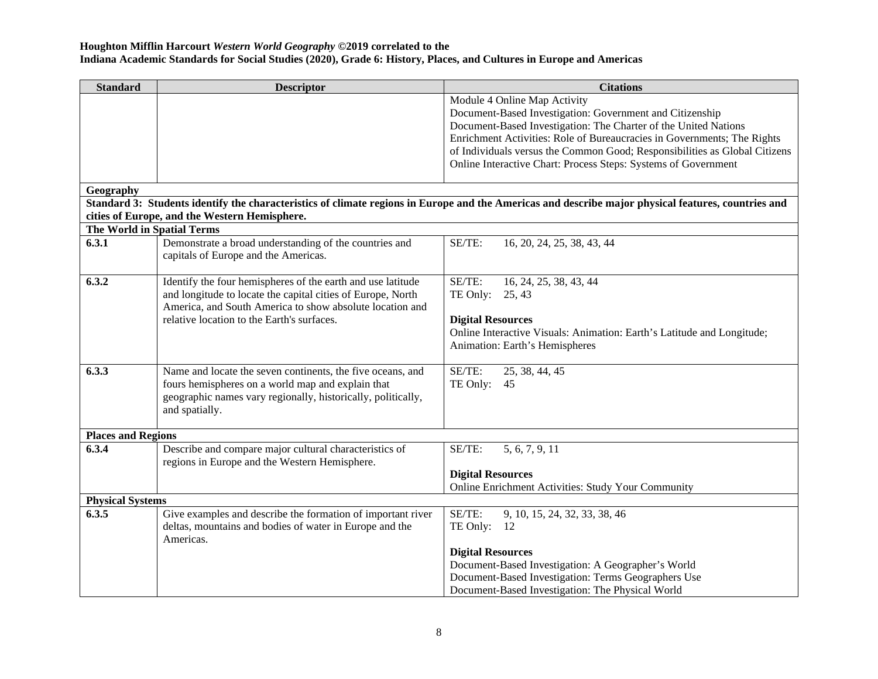**Houghton Mifflin Harcourt *Western World Geography* ©2019 correlated to the**
**Indiana Academic Standards for Social Studies (2020), Grade 6: History, Places, and Cultures in Europe and Americas**

| Standard | Descriptor | Citations |
|---|---|---|
| | | Module 4 Online Map Activity<br>Document-Based Investigation: Government and Citizenship<br>Document-Based Investigation: The Charter of the United Nations<br>Enrichment Activities: Role of Bureaucracies in Governments; The Rights of Individuals versus the Common Good; Responsibilities as Global Citizens<br>Online Interactive Chart: Process Steps: Systems of Government |
| **Geography** | | |
| **Standard 3: Students identify the characteristics of climate regions in Europe and the Americas and describe major physical features, countries and cities of Europe, and the Western Hemisphere.** | | |
| **The World in Spatial Terms** | | |
| **6.3.1** | Demonstrate a broad understanding of the countries and capitals of Europe and the Americas. | SE/TE: 16, 20, 24, 25, 38, 43, 44 |
| **6.3.2** | Identify the four hemispheres of the earth and use latitude and longitude to locate the capital cities of Europe, North America, and South America to show absolute location and relative location to the Earth's surfaces. | SE/TE: 16, 24, 25, 38, 43, 44<br>TE Only: 25, 43<br><br>**Digital Resources**<br>Online Interactive Visuals: Animation: Earth's Latitude and Longitude; Animation: Earth's Hemispheres |
| **6.3.3** | Name and locate the seven continents, the five oceans, and fours hemispheres on a world map and explain that geographic names vary regionally, historically, politically, and spatially. | SE/TE: 25, 38, 44, 45<br>TE Only: 45 |
| **Places and Regions** | | |
| **6.3.4** | Describe and compare major cultural characteristics of regions in Europe and the Western Hemisphere. | SE/TE: 5, 6, 7, 9, 11<br><br>**Digital Resources**<br>Online Enrichment Activities: Study Your Community |
| **Physical Systems** | | |
| **6.3.5** | Give examples and describe the formation of important river deltas, mountains and bodies of water in Europe and the Americas. | SE/TE: 9, 10, 15, 24, 32, 33, 38, 46<br>TE Only: 12<br><br>**Digital Resources**<br>Document-Based Investigation: A Geographer's World<br>Document-Based Investigation: Terms Geographers Use<br>Document-Based Investigation: The Physical World |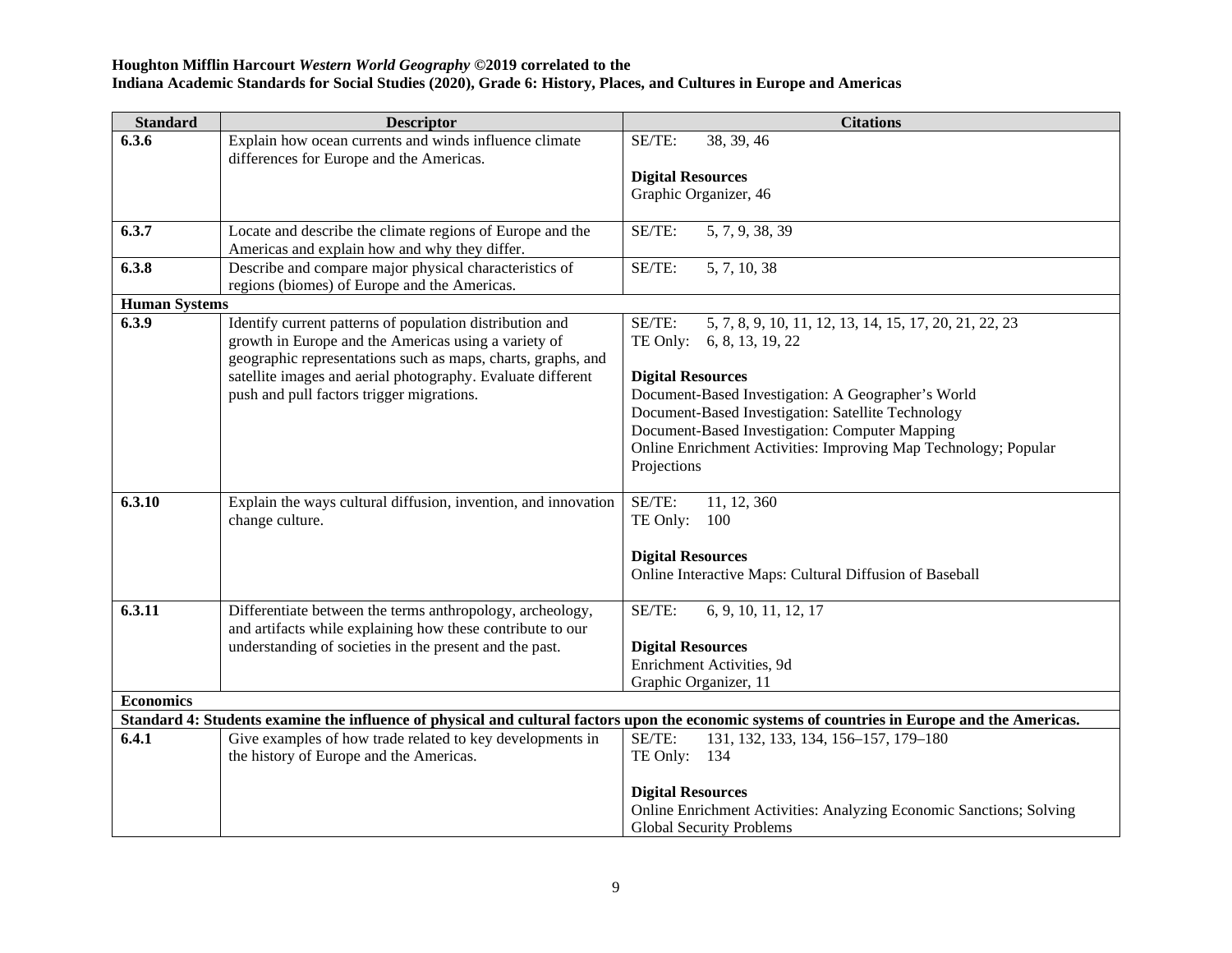**Houghton Mifflin Harcourt *Western World Geography* ©2019 correlated to the**
**Indiana Academic Standards for Social Studies (2020), Grade 6: History, Places, and Cultures in Europe and Americas**

| Standard | Descriptor | Citations |
|---|---|---|
| **6.3.6** | Explain how ocean currents and winds influence climate differences for Europe and the Americas. | SE/TE: 38, 39, 46<br><br>**Digital Resources**<br>Graphic Organizer, 46 |
| **6.3.7** | Locate and describe the climate regions of Europe and the Americas and explain how and why they differ. | SE/TE: 5, 7, 9, 38, 39 |
| **6.3.8** | Describe and compare major physical characteristics of regions (biomes) of Europe and the Americas. | SE/TE: 5, 7, 10, 38 |
| **Human Systems** | | |
| **6.3.9** | Identify current patterns of population distribution and growth in Europe and the Americas using a variety of geographic representations such as maps, charts, graphs, and satellite images and aerial photography. Evaluate different push and pull factors trigger migrations. | SE/TE: 5, 7, 8, 9, 10, 11, 12, 13, 14, 15, 17, 20, 21, 22, 23<br>TE Only: 6, 8, 13, 19, 22<br><br>**Digital Resources**<br>Document-Based Investigation: A Geographer's World<br>Document-Based Investigation: Satellite Technology<br>Document-Based Investigation: Computer Mapping<br>Online Enrichment Activities: Improving Map Technology; Popular Projections |
| **6.3.10** | Explain the ways cultural diffusion, invention, and innovation change culture. | SE/TE: 11, 12, 360<br>TE Only: 100<br><br>**Digital Resources**<br>Online Interactive Maps: Cultural Diffusion of Baseball |
| **6.3.11** | Differentiate between the terms anthropology, archeology, and artifacts while explaining how these contribute to our understanding of societies in the present and the past. | SE/TE: 6, 9, 10, 11, 12, 17<br><br>**Digital Resources**<br>Enrichment Activities, 9d<br>Graphic Organizer, 11 |
| **Economics** | | |
| **Standard 4: Students examine the influence of physical and cultural factors upon the economic systems of countries in Europe and the Americas.** | | |
| **6.4.1** | Give examples of how trade related to key developments in the history of Europe and the Americas. | SE/TE: 131, 132, 133, 134, 156–157, 179–180<br>TE Only: 134<br><br>**Digital Resources**<br>Online Enrichment Activities: Analyzing Economic Sanctions; Solving Global Security Problems |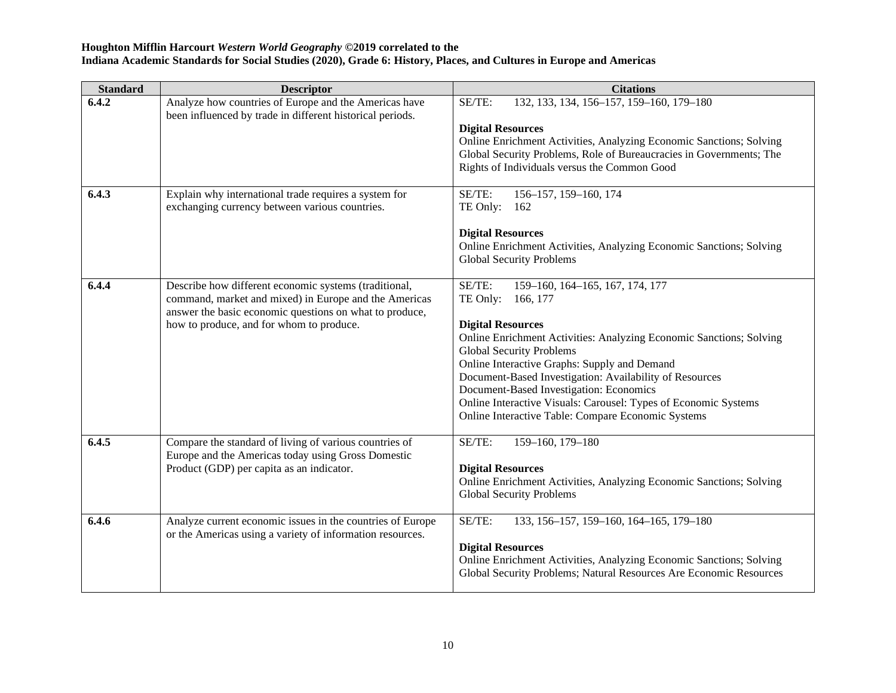**Houghton Mifflin Harcourt *Western World Geography* ©2019 correlated to the**
**Indiana Academic Standards for Social Studies (2020), Grade 6: History, Places, and Cultures in Europe and Americas**

| Standard | Descriptor | Citations |
|---|---|---|
| **6.4.2** | Analyze how countries of Europe and the Americas have been influenced by trade in different historical periods. | SE/TE: 132, 133, 134, 156–157, 159–160, 179–180<br><br>**Digital Resources**<br>Online Enrichment Activities, Analyzing Economic Sanctions; Solving Global Security Problems, Role of Bureaucracies in Governments; The Rights of Individuals versus the Common Good |
| **6.4.3** | Explain why international trade requires a system for exchanging currency between various countries. | SE/TE: 156–157, 159–160, 174<br>TE Only: 162<br><br>**Digital Resources**<br>Online Enrichment Activities, Analyzing Economic Sanctions; Solving Global Security Problems |
| **6.4.4** | Describe how different economic systems (traditional, command, market and mixed) in Europe and the Americas answer the basic economic questions on what to produce, how to produce, and for whom to produce. | SE/TE: 159–160, 164–165, 167, 174, 177<br>TE Only: 166, 177<br><br>**Digital Resources**<br>Online Enrichment Activities: Analyzing Economic Sanctions; Solving Global Security Problems<br>Online Interactive Graphs: Supply and Demand<br>Document-Based Investigation: Availability of Resources<br>Document-Based Investigation: Economics<br>Online Interactive Visuals: Carousel: Types of Economic Systems<br>Online Interactive Table: Compare Economic Systems |
| **6.4.5** | Compare the standard of living of various countries of Europe and the Americas today using Gross Domestic Product (GDP) per capita as an indicator. | SE/TE: 159–160, 179–180<br><br>**Digital Resources**<br>Online Enrichment Activities, Analyzing Economic Sanctions; Solving Global Security Problems |
| **6.4.6** | Analyze current economic issues in the countries of Europe or the Americas using a variety of information resources. | SE/TE: 133, 156–157, 159–160, 164–165, 179–180<br><br>**Digital Resources**<br>Online Enrichment Activities, Analyzing Economic Sanctions; Solving Global Security Problems; Natural Resources Are Economic Resources |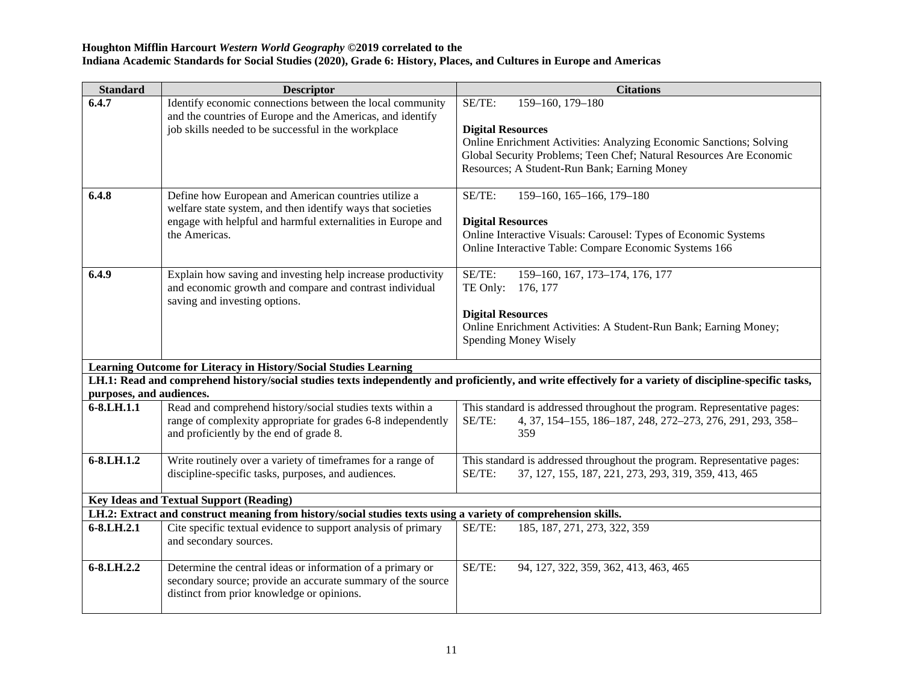**Houghton Mifflin Harcourt *Western World Geography* ©2019 correlated to the**
**Indiana Academic Standards for Social Studies (2020), Grade 6: History, Places, and Cultures in Europe and Americas**

| Standard | Descriptor | Citations |
|---|---|---|
| **6.4.7** | Identify economic connections between the local community and the countries of Europe and the Americas, and identify job skills needed to be successful in the workplace | SE/TE: 159–160, 179–180<br><br>**Digital Resources**<br>Online Enrichment Activities: Analyzing Economic Sanctions; Solving Global Security Problems; Teen Chef; Natural Resources Are Economic Resources; A Student-Run Bank; Earning Money |
| **6.4.8** | Define how European and American countries utilize a welfare state system, and then identify ways that societies engage with helpful and harmful externalities in Europe and the Americas. | SE/TE: 159–160, 165–166, 179–180<br><br>**Digital Resources**<br>Online Interactive Visuals: Carousel: Types of Economic Systems<br>Online Interactive Table: Compare Economic Systems 166 |
| **6.4.9** | Explain how saving and investing help increase productivity and economic growth and compare and contrast individual saving and investing options. | SE/TE: 159–160, 167, 173–174, 176, 177<br>TE Only: 176, 177<br><br>**Digital Resources**<br>Online Enrichment Activities: A Student-Run Bank; Earning Money; Spending Money Wisely |
| **Learning Outcome for Literacy in History/Social Studies Learning** | | |
| **LH.1: Read and comprehend history/social studies texts independently and proficiently, and write effectively for a variety of discipline-specific tasks, purposes, and audiences.** | | |
| **6-8.LH.1.1** | Read and comprehend history/social studies texts within a range of complexity appropriate for grades 6-8 independently and proficiently by the end of grade 8. | This standard is addressed throughout the program. Representative pages:<br>SE/TE: 4, 37, 154–155, 186–187, 248, 272–273, 276, 291, 293, 358–359 |
| **6-8.LH.1.2** | Write routinely over a variety of timeframes for a range of discipline-specific tasks, purposes, and audiences. | This standard is addressed throughout the program. Representative pages:<br>SE/TE: 37, 127, 155, 187, 221, 273, 293, 319, 359, 413, 465 |
| **Key Ideas and Textual Support (Reading)** | | |
| **LH.2: Extract and construct meaning from history/social studies texts using a variety of comprehension skills.** | | |
| **6-8.LH.2.1** | Cite specific textual evidence to support analysis of primary and secondary sources. | SE/TE: 185, 187, 271, 273, 322, 359 |
| **6-8.LH.2.2** | Determine the central ideas or information of a primary or secondary source; provide an accurate summary of the source distinct from prior knowledge or opinions. | SE/TE: 94, 127, 322, 359, 362, 413, 463, 465 |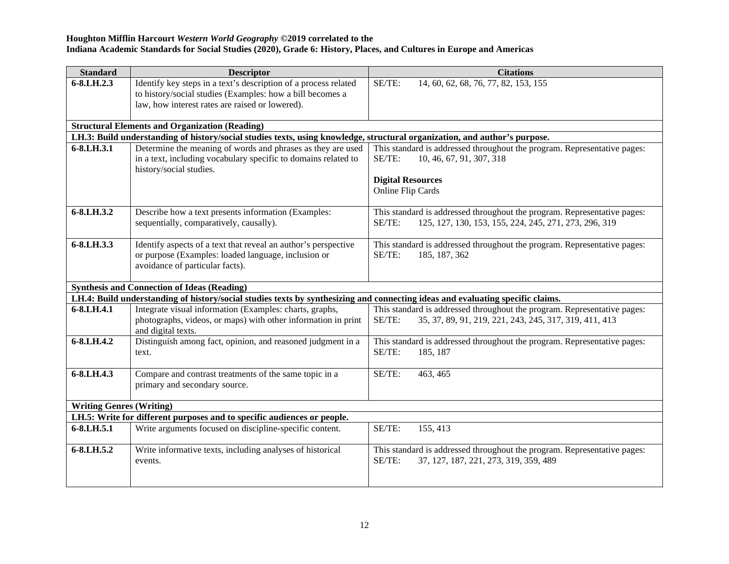**Houghton Mifflin Harcourt *Western World Geography* ©2019 correlated to the**
**Indiana Academic Standards for Social Studies (2020), Grade 6: History, Places, and Cultures in Europe and Americas**

| Standard | Descriptor | Citations |
|---|---|---|
| **6-8.LH.2.3** | Identify key steps in a text's description of a process related to history/social studies (Examples: how a bill becomes a law, how interest rates are raised or lowered). | SE/TE: 14, 60, 62, 68, 76, 77, 82, 153, 155 |
| **Structural Elements and Organization (Reading)** | | |
| **LH.3: Build understanding of history/social studies texts, using knowledge, structural organization, and author's purpose.** | | |
| **6-8.LH.3.1** | Determine the meaning of words and phrases as they are used in a text, including vocabulary specific to domains related to history/social studies. | This standard is addressed throughout the program. Representative pages:<br>SE/TE: 10, 46, 67, 91, 307, 318<br><br>**Digital Resources**<br>Online Flip Cards |
| **6-8.LH.3.2** | Describe how a text presents information (Examples: sequentially, comparatively, causally). | This standard is addressed throughout the program. Representative pages:<br>SE/TE: 125, 127, 130, 153, 155, 224, 245, 271, 273, 296, 319 |
| **6-8.LH.3.3** | Identify aspects of a text that reveal an author's perspective or purpose (Examples: loaded language, inclusion or avoidance of particular facts). | This standard is addressed throughout the program. Representative pages:<br>SE/TE: 185, 187, 362 |
| **Synthesis and Connection of Ideas (Reading)** | | |
| **LH.4: Build understanding of history/social studies texts by synthesizing and connecting ideas and evaluating specific claims.** | | |
| **6-8.LH.4.1** | Integrate visual information (Examples: charts, graphs, photographs, videos, or maps) with other information in print and digital texts. | This standard is addressed throughout the program. Representative pages:<br>SE/TE: 35, 37, 89, 91, 219, 221, 243, 245, 317, 319, 411, 413 |
| **6-8.LH.4.2** | Distinguish among fact, opinion, and reasoned judgment in a text. | This standard is addressed throughout the program. Representative pages:<br>SE/TE: 185, 187 |
| **6-8.LH.4.3** | Compare and contrast treatments of the same topic in a primary and secondary source. | SE/TE: 463, 465 |
| **Writing Genres (Writing)** | | |
| **LH.5: Write for different purposes and to specific audiences or people.** | | |
| **6-8.LH.5.1** | Write arguments focused on discipline-specific content. | SE/TE: 155, 413 |
| **6-8.LH.5.2** | Write informative texts, including analyses of historical events. | This standard is addressed throughout the program. Representative pages:<br>SE/TE: 37, 127, 187, 221, 273, 319, 359, 489 |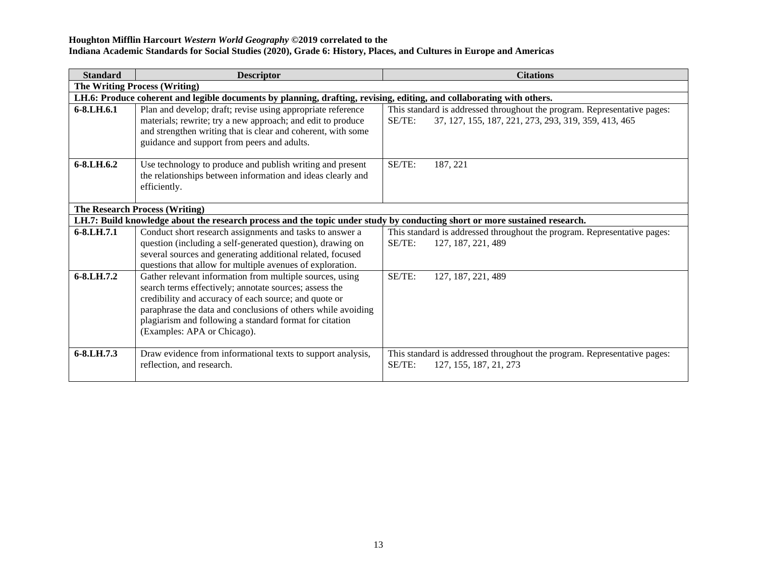**Houghton Mifflin Harcourt *Western World Geography* ©2019 correlated to the**
**Indiana Academic Standards for Social Studies (2020), Grade 6: History, Places, and Cultures in Europe and Americas**

| Standard | Descriptor | Citations |
| --- | --- | --- |
| **The Writing Process (Writing)** | | |
| **LH.6: Produce coherent and legible documents by planning, drafting, revising, editing, and collaborating with others.** | | |
| **6-8.LH.6.1** | Plan and develop; draft; revise using appropriate reference materials; rewrite; try a new approach; and edit to produce and strengthen writing that is clear and coherent, with some guidance and support from peers and adults. | This standard is addressed throughout the program. Representative pages:<br>SE/TE: 37, 127, 155, 187, 221, 273, 293, 319, 359, 413, 465 |
| **6-8.LH.6.2** | Use technology to produce and publish writing and present the relationships between information and ideas clearly and efficiently. | SE/TE: 187, 221 |
| **The Research Process (Writing)** | | |
| **LH.7: Build knowledge about the research process and the topic under study by conducting short or more sustained research.** | | |
| **6-8.LH.7.1** | Conduct short research assignments and tasks to answer a question (including a self-generated question), drawing on several sources and generating additional related, focused questions that allow for multiple avenues of exploration. | This standard is addressed throughout the program. Representative pages:<br>SE/TE: 127, 187, 221, 489 |
| **6-8.LH.7.2** | Gather relevant information from multiple sources, using search terms effectively; annotate sources; assess the credibility and accuracy of each source; and quote or paraphrase the data and conclusions of others while avoiding plagiarism and following a standard format for citation (Examples: APA or Chicago). | SE/TE: 127, 187, 221, 489 |
| **6-8.LH.7.3** | Draw evidence from informational texts to support analysis, reflection, and research. | This standard is addressed throughout the program. Representative pages:<br>SE/TE: 127, 155, 187, 21, 273 |